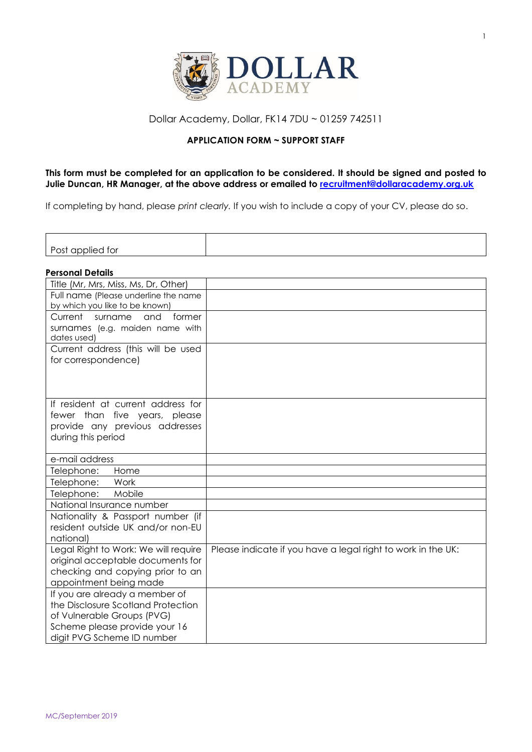# DOLLAR ACADEMY

Dollar Academy, Dollar, FK14 7DU ~ 01259 742511

**APPLICATION FORM ~ SUPPORT STAFF**

**This form must be completed for an application to be considered. It should be signed and posted to Julie Duncan, HR Manager, at the above address or emailed to recruitment@dollaracademy.org.uk**

If completing by hand, please *print clearly.* If you wish to include a copy of your CV, please do so.

| Post applied for | |
|---|---|

**Personal Details**

| | |
|---|---|
| Title (Mr, Mrs, Miss, Ms, Dr, Other) | |
| Full name (Please underline the name by which you like to be known) | |
| Current surname and former surnames (e.g. maiden name with dates used) | |
| Current address (this will be used for correspondence) | |
| If resident at current address for fewer than five years, please provide any previous addresses during this period | |
| e-mail address | |
| Telephone: Home | |
| Telephone: Work | |
| Telephone: Mobile | |
| National Insurance number | |
| Nationality & Passport number (if resident outside UK and/or non-EU national) | |
| Legal Right to Work: We will require original acceptable documents for checking and copying prior to an appointment being made | Please indicate if you have a legal right to work in the UK: |
| If you are already a member of the Disclosure Scotland Protection of Vulnerable Groups (PVG) Scheme please provide your 16 digit PVG Scheme ID number | |

MC/September 2019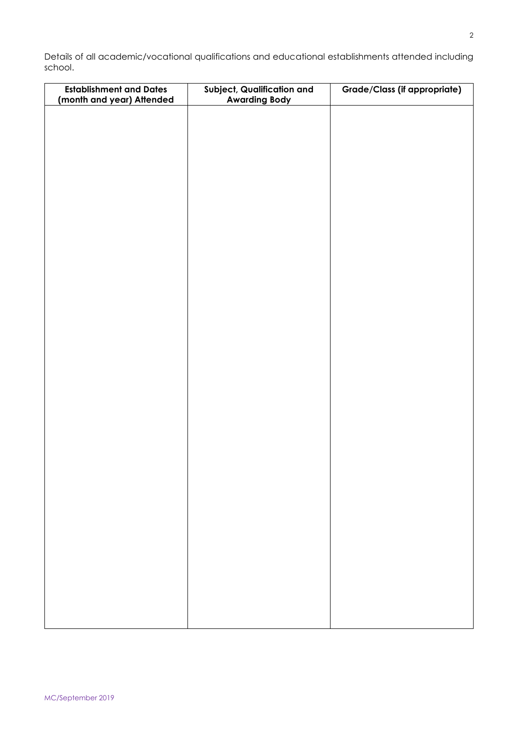Details of all academic/vocational qualifications and educational establishments attended including school.

| Establishment and Dates (month and year) Attended | Subject, Qualification and Awarding Body | Grade/Class (if appropriate) |
|---|---|---|
| | | |

MC/September 2019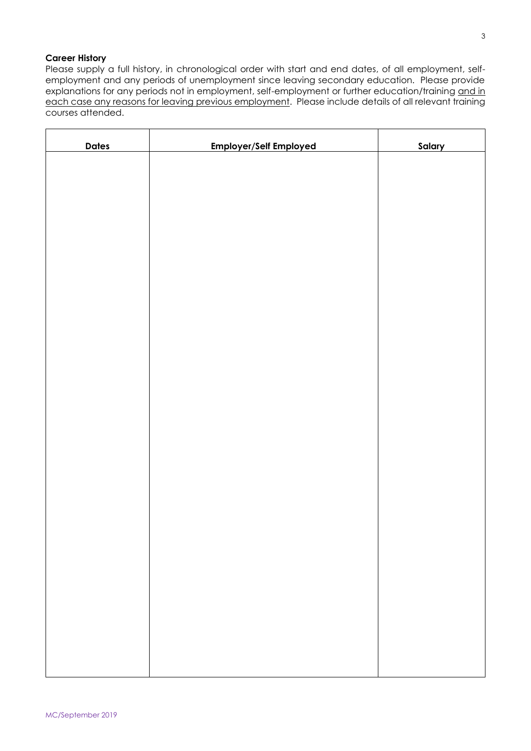**Career History**

Please supply a full history, in chronological order with start and end dates, of all employment, self-employment and any periods of unemployment since leaving secondary education. Please provide explanations for any periods not in employment, self-employment or further education/training <u>and in each case any reasons for leaving previous employment</u>. Please include details of all relevant training courses attended.

| Dates | Employer/Self Employed | Salary |
| --- | --- | --- |
| | | |

MC/September 2019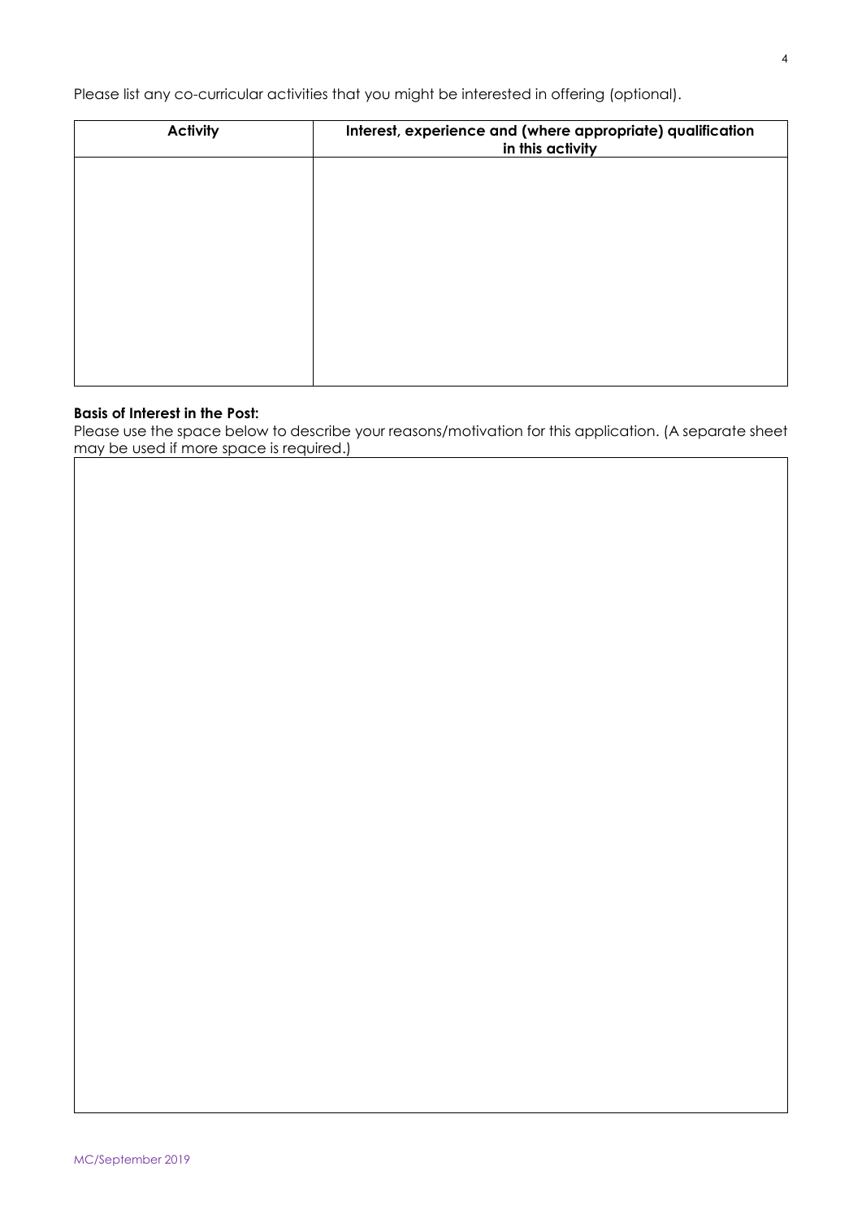Please list any co-curricular activities that you might be interested in offering (optional).

| Activity | Interest, experience and (where appropriate) qualification in this activity |
|---|---|
| | |

**Basis of Interest in the Post:**
Please use the space below to describe your reasons/motivation for this application. (A separate sheet may be used if more space is required.)

MC/September 2019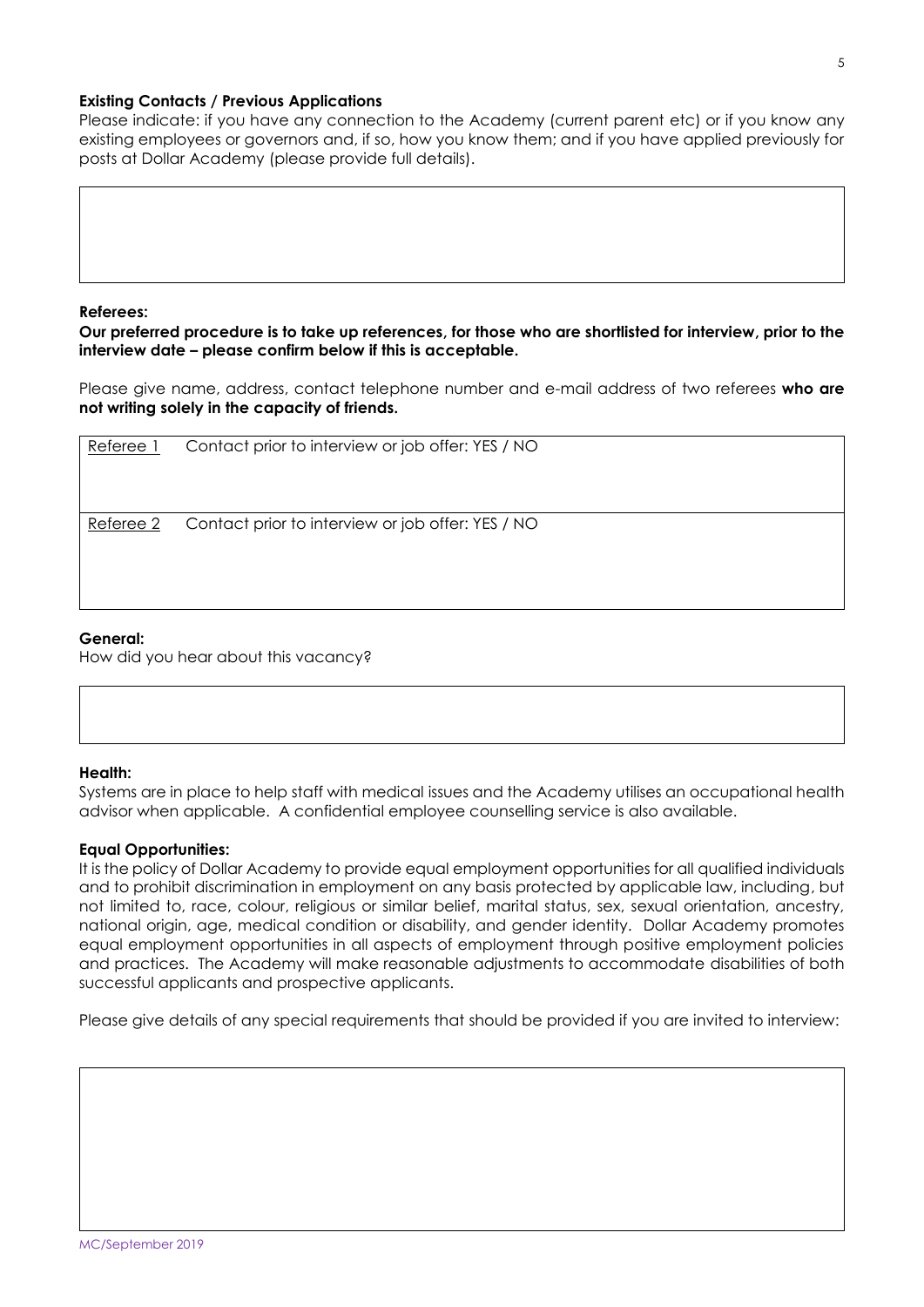**Existing Contacts / Previous Applications**

Please indicate: if you have any connection to the Academy (current parent etc) or if you know any existing employees or governors and, if so, how you know them; and if you have applied previously for posts at Dollar Academy (please provide full details).

**Referees:**

**Our preferred procedure is to take up references, for those who are shortlisted for interview, prior to the interview date – please confirm below if this is acceptable.**

Please give name, address, contact telephone number and e-mail address of two referees **who are not writing solely in the capacity of friends.**

| Referee 1 | Contact prior to interview or job offer: YES / NO |
|---|---|
| Referee 2 | Contact prior to interview or job offer: YES / NO |

**General:**

How did you hear about this vacancy?

**Health:**

Systems are in place to help staff with medical issues and the Academy utilises an occupational health advisor when applicable. A confidential employee counselling service is also available.

**Equal Opportunities:**

It is the policy of Dollar Academy to provide equal employment opportunities for all qualified individuals and to prohibit discrimination in employment on any basis protected by applicable law, including, but not limited to, race, colour, religious or similar belief, marital status, sex, sexual orientation, ancestry, national origin, age, medical condition or disability, and gender identity. Dollar Academy promotes equal employment opportunities in all aspects of employment through positive employment policies and practices. The Academy will make reasonable adjustments to accommodate disabilities of both successful applicants and prospective applicants.

Please give details of any special requirements that should be provided if you are invited to interview:

MC/September 2019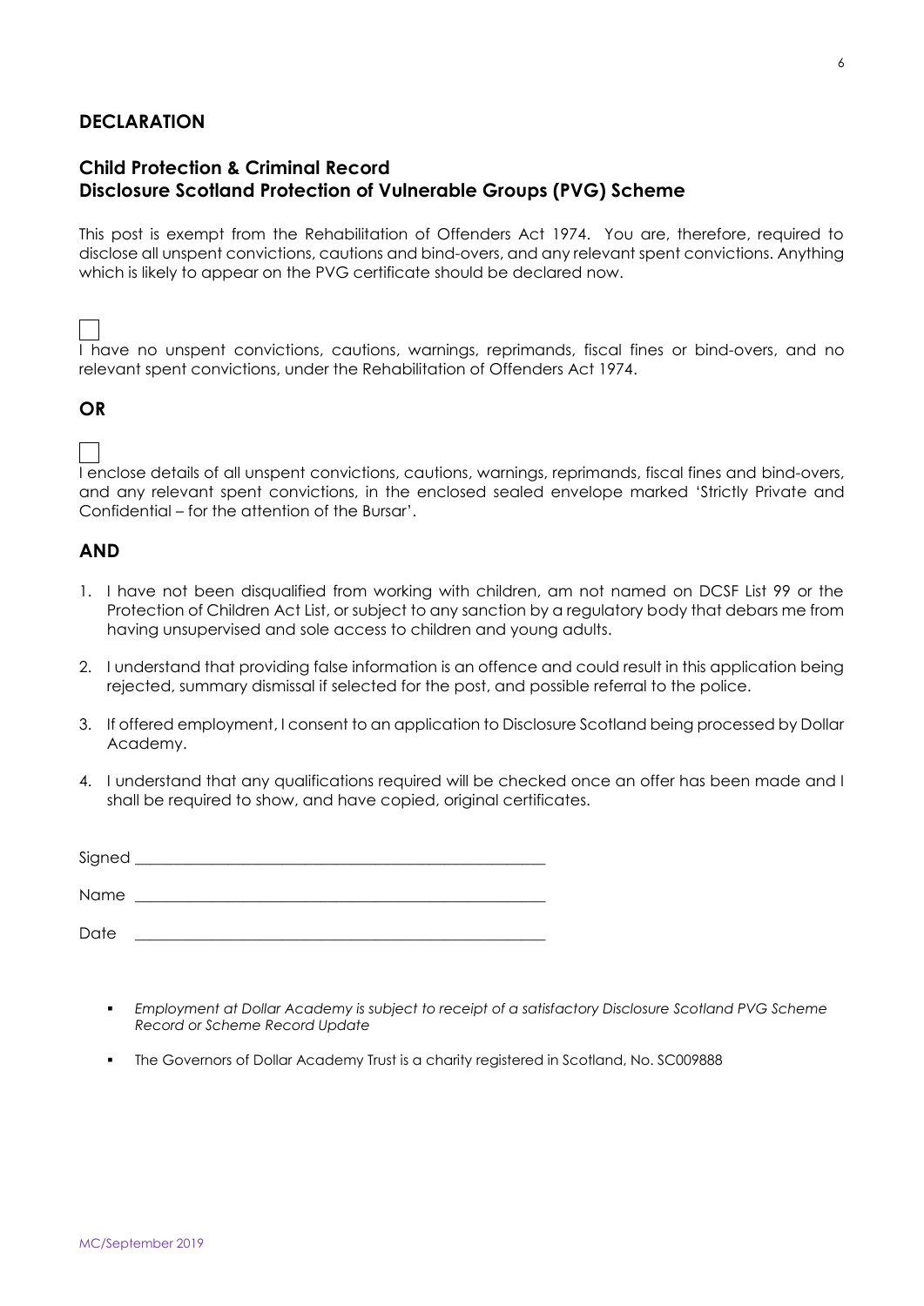## DECLARATION

## Child Protection & Criminal Record
## Disclosure Scotland Protection of Vulnerable Groups (PVG) Scheme

This post is exempt from the Rehabilitation of Offenders Act 1974. You are, therefore, required to disclose all unspent convictions, cautions and bind-overs, and any relevant spent convictions. Anything which is likely to appear on the PVG certificate should be declared now.

☐ I have no unspent convictions, cautions, warnings, reprimands, fiscal fines or bind-overs, and no relevant spent convictions, under the Rehabilitation of Offenders Act 1974.

## OR

☐ I enclose details of all unspent convictions, cautions, warnings, reprimands, fiscal fines and bind-overs, and any relevant spent convictions, in the enclosed sealed envelope marked 'Strictly Private and Confidential – for the attention of the Bursar'.

## AND

1. I have not been disqualified from working with children, am not named on DCSF List 99 or the Protection of Children Act List, or subject to any sanction by a regulatory body that debars me from having unsupervised and sole access to children and young adults.
2. I understand that providing false information is an offence and could result in this application being rejected, summary dismissal if selected for the post, and possible referral to the police.
3. If offered employment, I consent to an application to Disclosure Scotland being processed by Dollar Academy.
4. I understand that any qualifications required will be checked once an offer has been made and I shall be required to show, and have copied, original certificates.

Signed ____________________________________________

Name ____________________________________________

Date ____________________________________________

- *Employment at Dollar Academy is subject to receipt of a satisfactory Disclosure Scotland PVG Scheme Record or Scheme Record Update*
- The Governors of Dollar Academy Trust is a charity registered in Scotland, No. SC009888

MC/September 2019